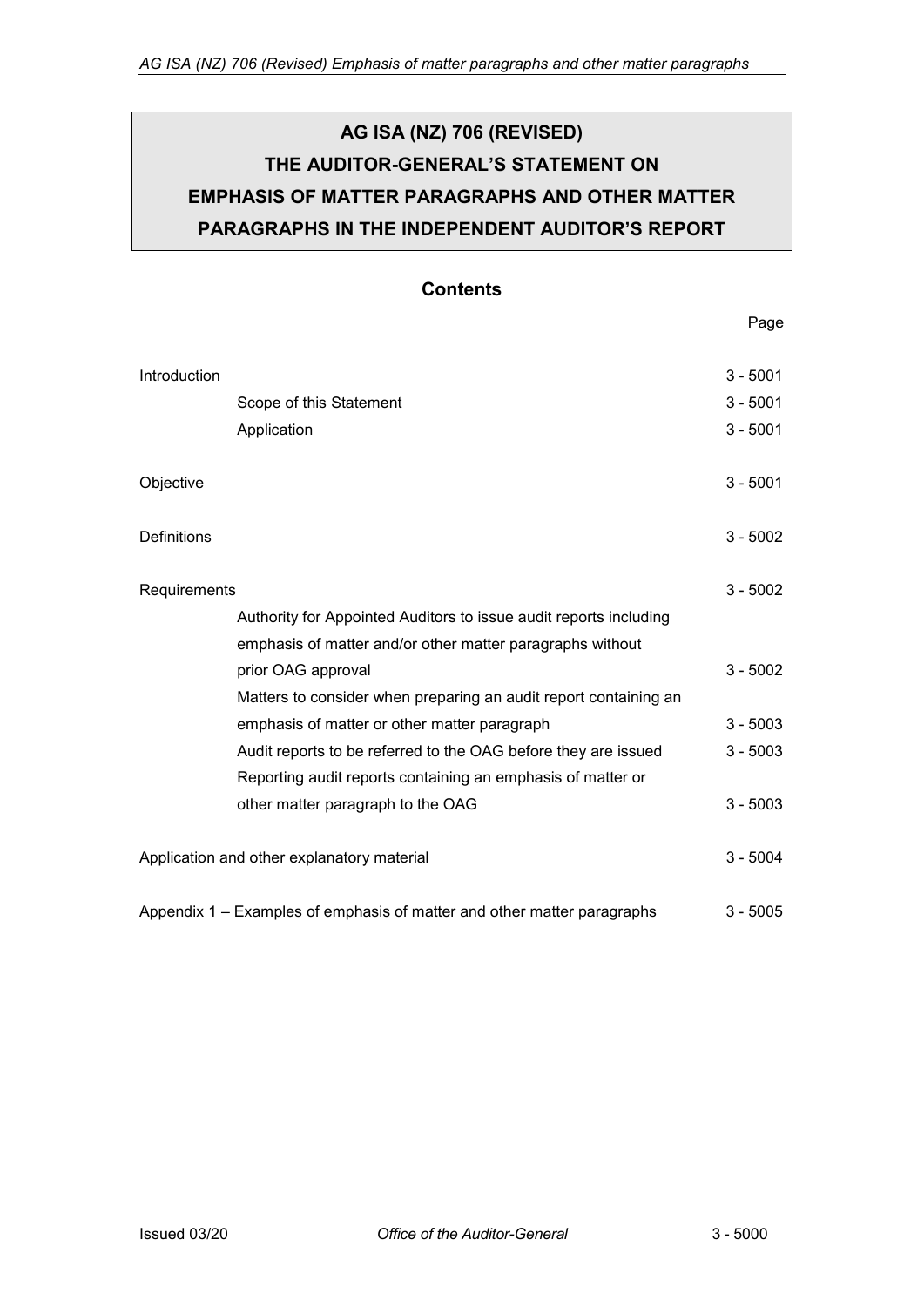# AG ISA (NZ) 706 (REVISED)
# THE AUDITOR-GENERAL'S STATEMENT ON EMPHASIS OF MATTER PARAGRAPHS AND OTHER MATTER PARAGRAPHS IN THE INDEPENDENT AUDITOR'S REPORT

## Contents

| | Page |
|---|---|
| Introduction | 3 - 5001 |
| Scope of this Statement | 3 - 5001 |
| Application | 3 - 5001 |
| Objective | 3 - 5001 |
| Definitions | 3 - 5002 |
| Requirements | 3 - 5002 |
| Authority for Appointed Auditors to issue audit reports including emphasis of matter and/or other matter paragraphs without prior OAG approval | 3 - 5002 |
| Matters to consider when preparing an audit report containing an emphasis of matter or other matter paragraph | 3 - 5003 |
| Audit reports to be referred to the OAG before they are issued | 3 - 5003 |
| Reporting audit reports containing an emphasis of matter or other matter paragraph to the OAG | 3 - 5003 |
| Application and other explanatory material | 3 - 5004 |
| Appendix 1 – Examples of emphasis of matter and other matter paragraphs | 3 - 5005 |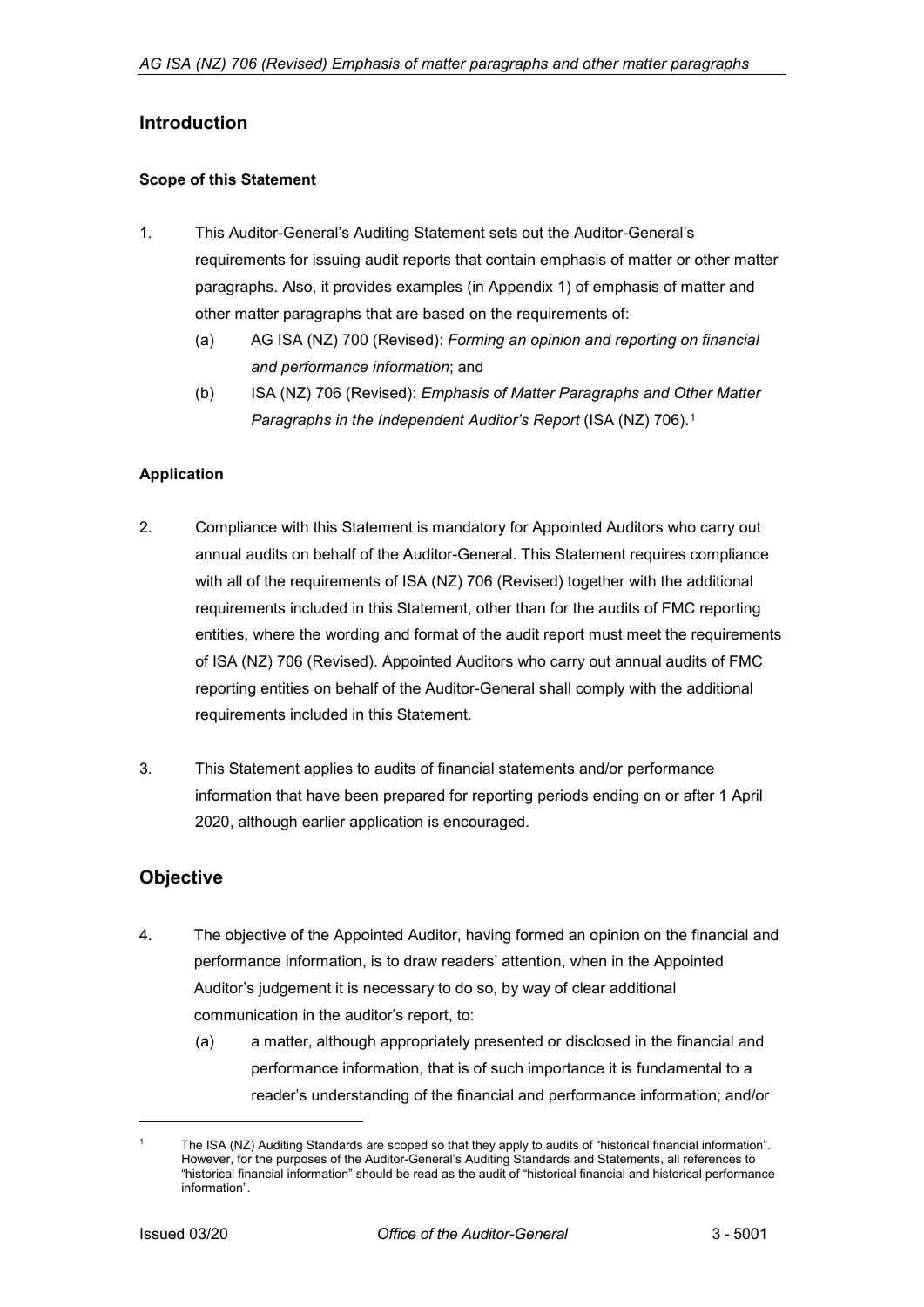## Introduction

### Scope of this Statement

1. This Auditor-General's Auditing Statement sets out the Auditor-General's requirements for issuing audit reports that contain emphasis of matter or other matter paragraphs. Also, it provides examples (in Appendix 1) of emphasis of matter and other matter paragraphs that are based on the requirements of:
   (a) AG ISA (NZ) 700 (Revised): *Forming an opinion and reporting on financial and performance information*; and
   (b) ISA (NZ) 706 (Revised): *Emphasis of Matter Paragraphs and Other Matter Paragraphs in the Independent Auditor's Report* (ISA (NZ) 706).[1]

### Application

2. Compliance with this Statement is mandatory for Appointed Auditors who carry out annual audits on behalf of the Auditor-General. This Statement requires compliance with all of the requirements of ISA (NZ) 706 (Revised) together with the additional requirements included in this Statement, other than for the audits of FMC reporting entities, where the wording and format of the audit report must meet the requirements of ISA (NZ) 706 (Revised). Appointed Auditors who carry out annual audits of FMC reporting entities on behalf of the Auditor-General shall comply with the additional requirements included in this Statement.

3. This Statement applies to audits of financial statements and/or performance information that have been prepared for reporting periods ending on or after 1 April 2020, although earlier application is encouraged.

## Objective

4. The objective of the Appointed Auditor, having formed an opinion on the financial and performance information, is to draw readers' attention, when in the Appointed Auditor's judgement it is necessary to do so, by way of clear additional communication in the auditor's report, to:
   (a) a matter, although appropriately presented or disclosed in the financial and performance information, that is of such importance it is fundamental to a reader's understanding of the financial and performance information; and/or

[1] The ISA (NZ) Auditing Standards are scoped so that they apply to audits of "historical financial information". However, for the purposes of the Auditor-General's Auditing Standards and Statements, all references to "historical financial information" should be read as the audit of "historical financial and historical performance information".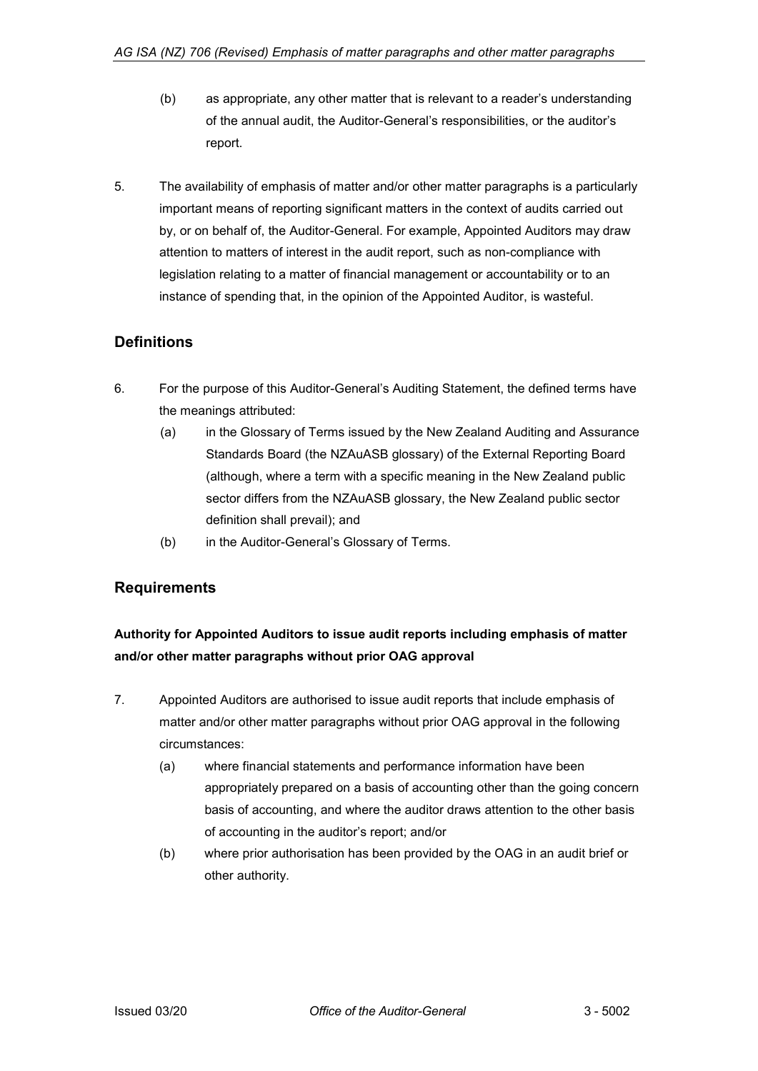(b) as appropriate, any other matter that is relevant to a reader's understanding of the annual audit, the Auditor-General's responsibilities, or the auditor's report.

5. The availability of emphasis of matter and/or other matter paragraphs is a particularly important means of reporting significant matters in the context of audits carried out by, or on behalf of, the Auditor-General. For example, Appointed Auditors may draw attention to matters of interest in the audit report, such as non-compliance with legislation relating to a matter of financial management or accountability or to an instance of spending that, in the opinion of the Appointed Auditor, is wasteful.

## Definitions

6. For the purpose of this Auditor-General's Auditing Statement, the defined terms have the meanings attributed:
   (a) in the Glossary of Terms issued by the New Zealand Auditing and Assurance Standards Board (the NZAuASB glossary) of the External Reporting Board (although, where a term with a specific meaning in the New Zealand public sector differs from the NZAuASB glossary, the New Zealand public sector definition shall prevail); and
   (b) in the Auditor-General's Glossary of Terms.

## Requirements

### Authority for Appointed Auditors to issue audit reports including emphasis of matter and/or other matter paragraphs without prior OAG approval

7. Appointed Auditors are authorised to issue audit reports that include emphasis of matter and/or other matter paragraphs without prior OAG approval in the following circumstances:
   (a) where financial statements and performance information have been appropriately prepared on a basis of accounting other than the going concern basis of accounting, and where the auditor draws attention to the other basis of accounting in the auditor's report; and/or
   (b) where prior authorisation has been provided by the OAG in an audit brief or other authority.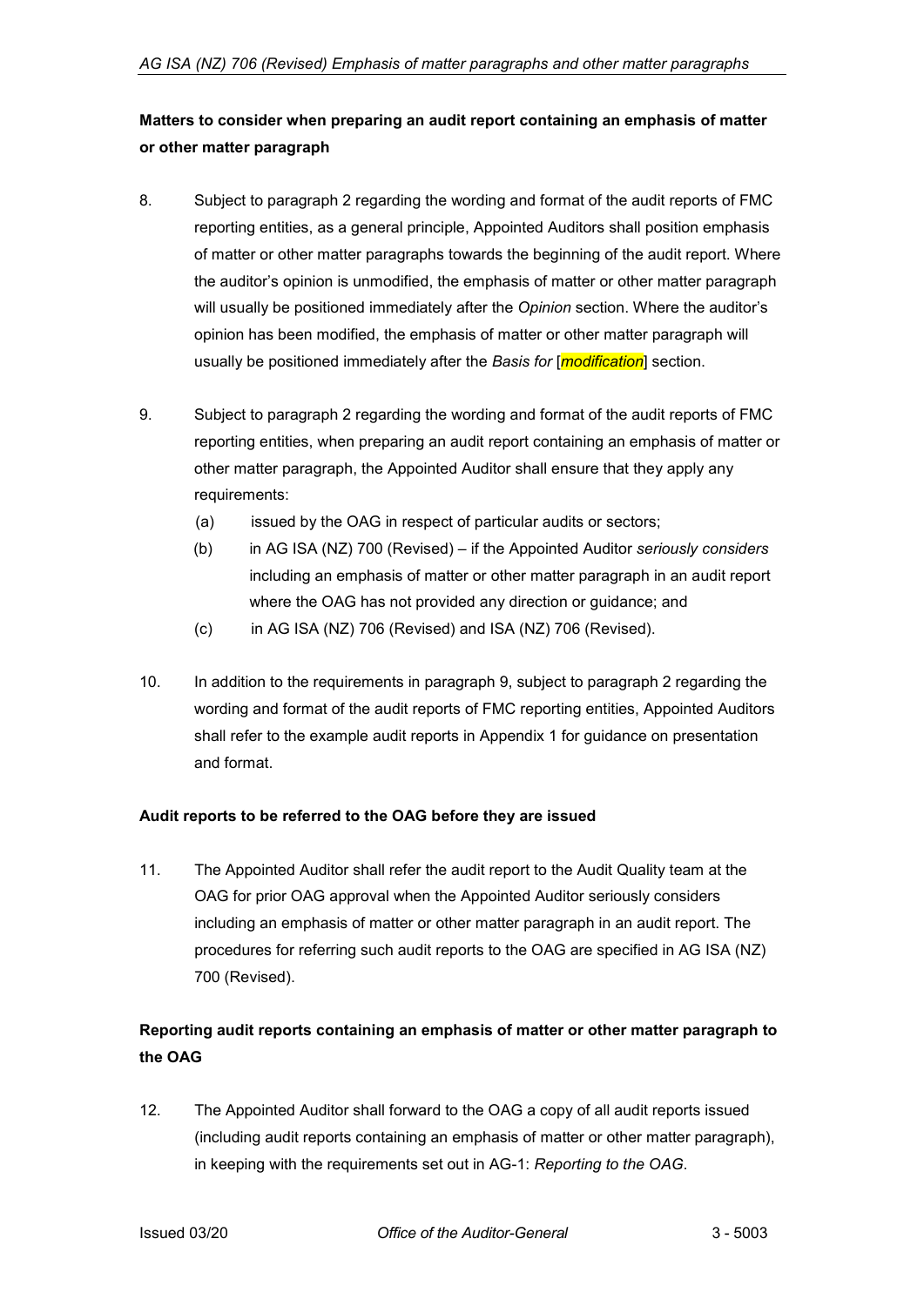**Matters to consider when preparing an audit report containing an emphasis of matter or other matter paragraph**

8. Subject to paragraph 2 regarding the wording and format of the audit reports of FMC reporting entities, as a general principle, Appointed Auditors shall position emphasis of matter or other matter paragraphs towards the beginning of the audit report. Where the auditor's opinion is unmodified, the emphasis of matter or other matter paragraph will usually be positioned immediately after the *Opinion* section. Where the auditor's opinion has been modified, the emphasis of matter or other matter paragraph will usually be positioned immediately after the *Basis for* [*modification*] section.

9. Subject to paragraph 2 regarding the wording and format of the audit reports of FMC reporting entities, when preparing an audit report containing an emphasis of matter or other matter paragraph, the Appointed Auditor shall ensure that they apply any requirements:
   - (a) issued by the OAG in respect of particular audits or sectors;
   - (b) in AG ISA (NZ) 700 (Revised) – if the Appointed Auditor *seriously considers* including an emphasis of matter or other matter paragraph in an audit report where the OAG has not provided any direction or guidance; and
   - (c) in AG ISA (NZ) 706 (Revised) and ISA (NZ) 706 (Revised).

10. In addition to the requirements in paragraph 9, subject to paragraph 2 regarding the wording and format of the audit reports of FMC reporting entities, Appointed Auditors shall refer to the example audit reports in Appendix 1 for guidance on presentation and format.

**Audit reports to be referred to the OAG before they are issued**

11. The Appointed Auditor shall refer the audit report to the Audit Quality team at the OAG for prior OAG approval when the Appointed Auditor seriously considers including an emphasis of matter or other matter paragraph in an audit report. The procedures for referring such audit reports to the OAG are specified in AG ISA (NZ) 700 (Revised).

**Reporting audit reports containing an emphasis of matter or other matter paragraph to the OAG**

12. The Appointed Auditor shall forward to the OAG a copy of all audit reports issued (including audit reports containing an emphasis of matter or other matter paragraph), in keeping with the requirements set out in AG-1: *Reporting to the OAG*.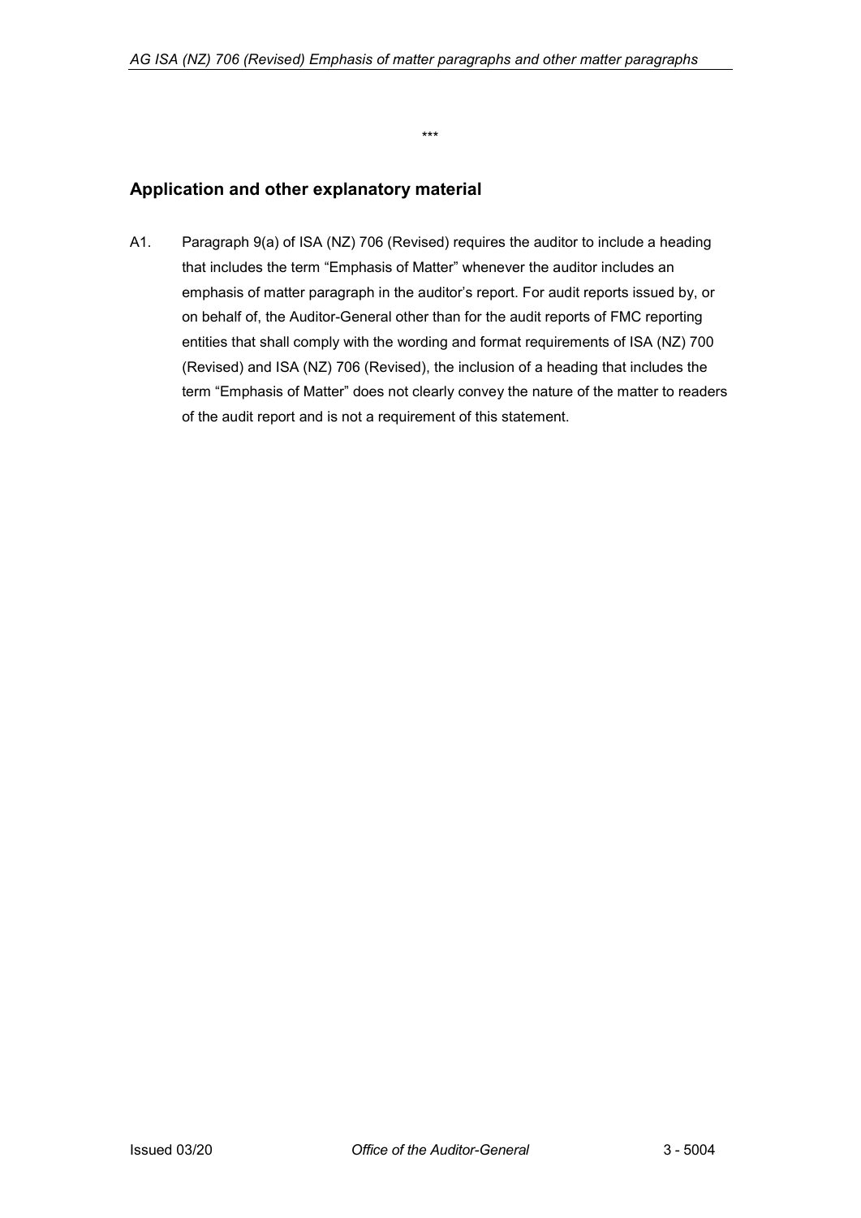\*\*\*

## Application and other explanatory material

A1. Paragraph 9(a) of ISA (NZ) 706 (Revised) requires the auditor to include a heading that includes the term "Emphasis of Matter" whenever the auditor includes an emphasis of matter paragraph in the auditor's report. For audit reports issued by, or on behalf of, the Auditor-General other than for the audit reports of FMC reporting entities that shall comply with the wording and format requirements of ISA (NZ) 700 (Revised) and ISA (NZ) 706 (Revised), the inclusion of a heading that includes the term "Emphasis of Matter" does not clearly convey the nature of the matter to readers of the audit report and is not a requirement of this statement.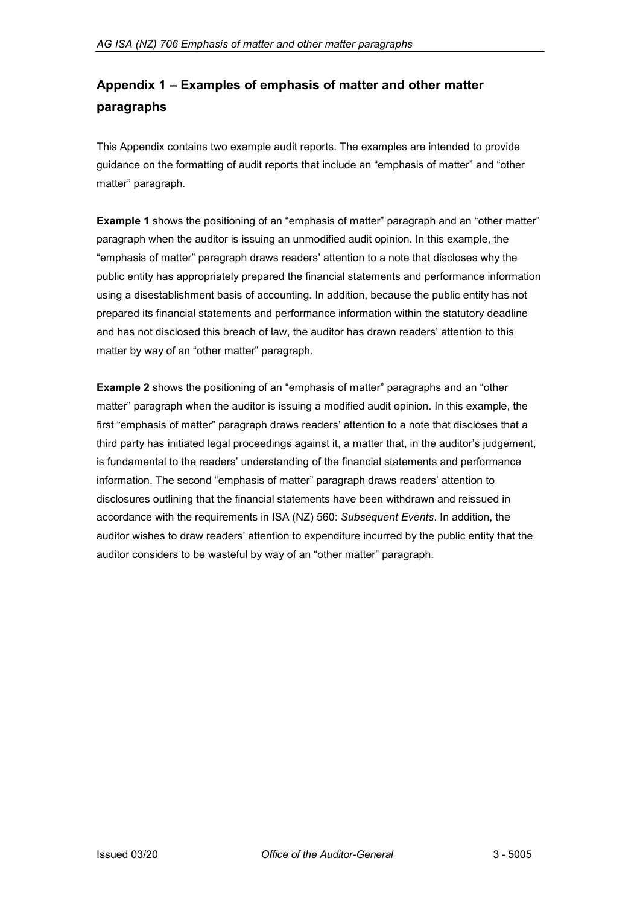## Appendix 1 – Examples of emphasis of matter and other matter paragraphs

This Appendix contains two example audit reports. The examples are intended to provide guidance on the formatting of audit reports that include an "emphasis of matter" and "other matter" paragraph.

**Example 1** shows the positioning of an "emphasis of matter" paragraph and an "other matter" paragraph when the auditor is issuing an unmodified audit opinion. In this example, the "emphasis of matter" paragraph draws readers' attention to a note that discloses why the public entity has appropriately prepared the financial statements and performance information using a disestablishment basis of accounting. In addition, because the public entity has not prepared its financial statements and performance information within the statutory deadline and has not disclosed this breach of law, the auditor has drawn readers' attention to this matter by way of an "other matter" paragraph.

**Example 2** shows the positioning of an "emphasis of matter" paragraphs and an "other matter" paragraph when the auditor is issuing a modified audit opinion. In this example, the first "emphasis of matter" paragraph draws readers' attention to a note that discloses that a third party has initiated legal proceedings against it, a matter that, in the auditor's judgement, is fundamental to the readers' understanding of the financial statements and performance information. The second "emphasis of matter" paragraph draws readers' attention to disclosures outlining that the financial statements have been withdrawn and reissued in accordance with the requirements in ISA (NZ) 560: *Subsequent Events*. In addition, the auditor wishes to draw readers' attention to expenditure incurred by the public entity that the auditor considers to be wasteful by way of an "other matter" paragraph.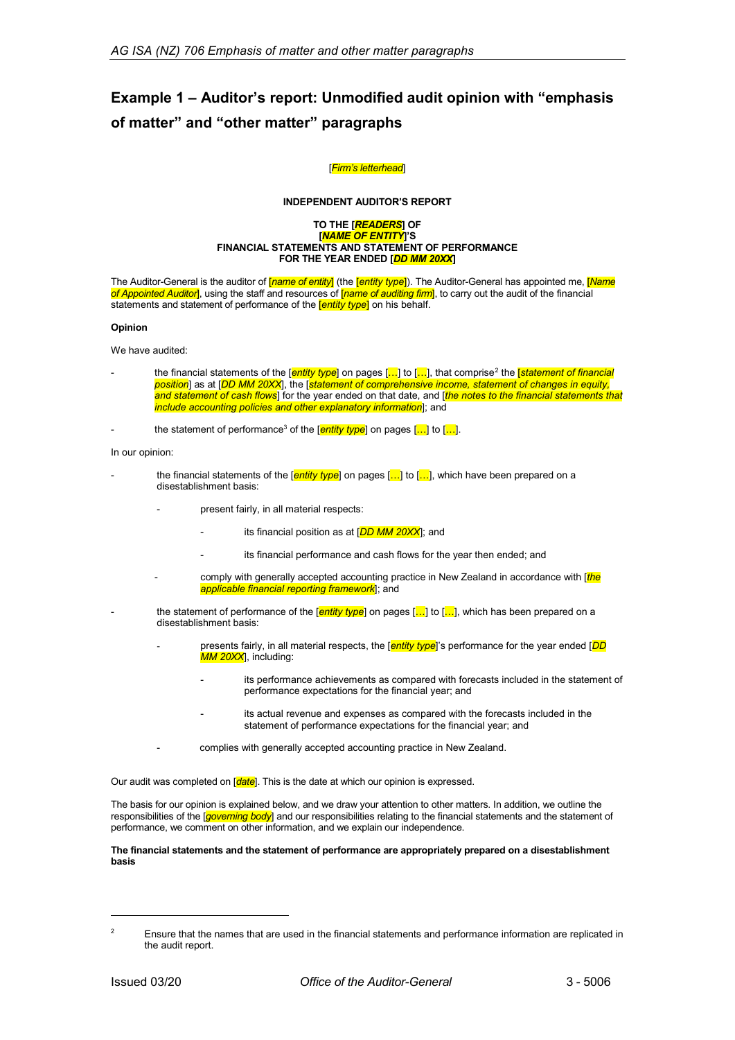# Example 1 – Auditor's report: Unmodified audit opinion with "emphasis of matter" and "other matter" paragraphs

[*Firm's letterhead*]

**INDEPENDENT AUDITOR'S REPORT**

**TO THE [*READERS*] OF**
**[*NAME OF ENTITY*]'S**
**FINANCIAL STATEMENTS AND STATEMENT OF PERFORMANCE**
**FOR THE YEAR ENDED [*DD MM 20XX*]**

The Auditor-General is the auditor of [*name of entity*] (the [*entity type*]). The Auditor-General has appointed me, [*Name of Appointed Auditor*], using the staff and resources of [*name of auditing firm*], to carry out the audit of the financial statements and statement of performance of the [*entity type*] on his behalf.

**Opinion**

We have audited:

- the financial statements of the [*entity type*] on pages [*…*] to [*…*], that comprise[2] the [*statement of financial position*] as at [*DD MM 20XX*], the [*statement of comprehensive income, statement of changes in equity, and statement of cash flows*] for the year ended on that date, and [*the notes to the financial statements that include accounting policies and other explanatory information*]; and
- the statement of performance[3] of the [*entity type*] on pages [*…*] to [*…*].

In our opinion:

- the financial statements of the [*entity type*] on pages [*…*] to [*…*], which have been prepared on a disestablishment basis:
  - present fairly, in all material respects:
    - its financial position as at [*DD MM 20XX*]; and
    - its financial performance and cash flows for the year then ended; and
  - comply with generally accepted accounting practice in New Zealand in accordance with [*the applicable financial reporting framework*]; and
- the statement of performance of the [*entity type*] on pages [*…*] to [*…*], which has been prepared on a disestablishment basis:
  - presents fairly, in all material respects, the [*entity type*]'s performance for the year ended [*DD MM 20XX*], including:
    - its performance achievements as compared with forecasts included in the statement of performance expectations for the financial year; and
    - its actual revenue and expenses as compared with the forecasts included in the statement of performance expectations for the financial year; and
  - complies with generally accepted accounting practice in New Zealand.

Our audit was completed on [*date*]. This is the date at which our opinion is expressed.

The basis for our opinion is explained below, and we draw your attention to other matters. In addition, we outline the responsibilities of the [*governing body*] and our responsibilities relating to the financial statements and the statement of performance, we comment on other information, and we explain our independence.

**The financial statements and the statement of performance are appropriately prepared on a disestablishment basis**

---

[2] Ensure that the names that are used in the financial statements and performance information are replicated in the audit report.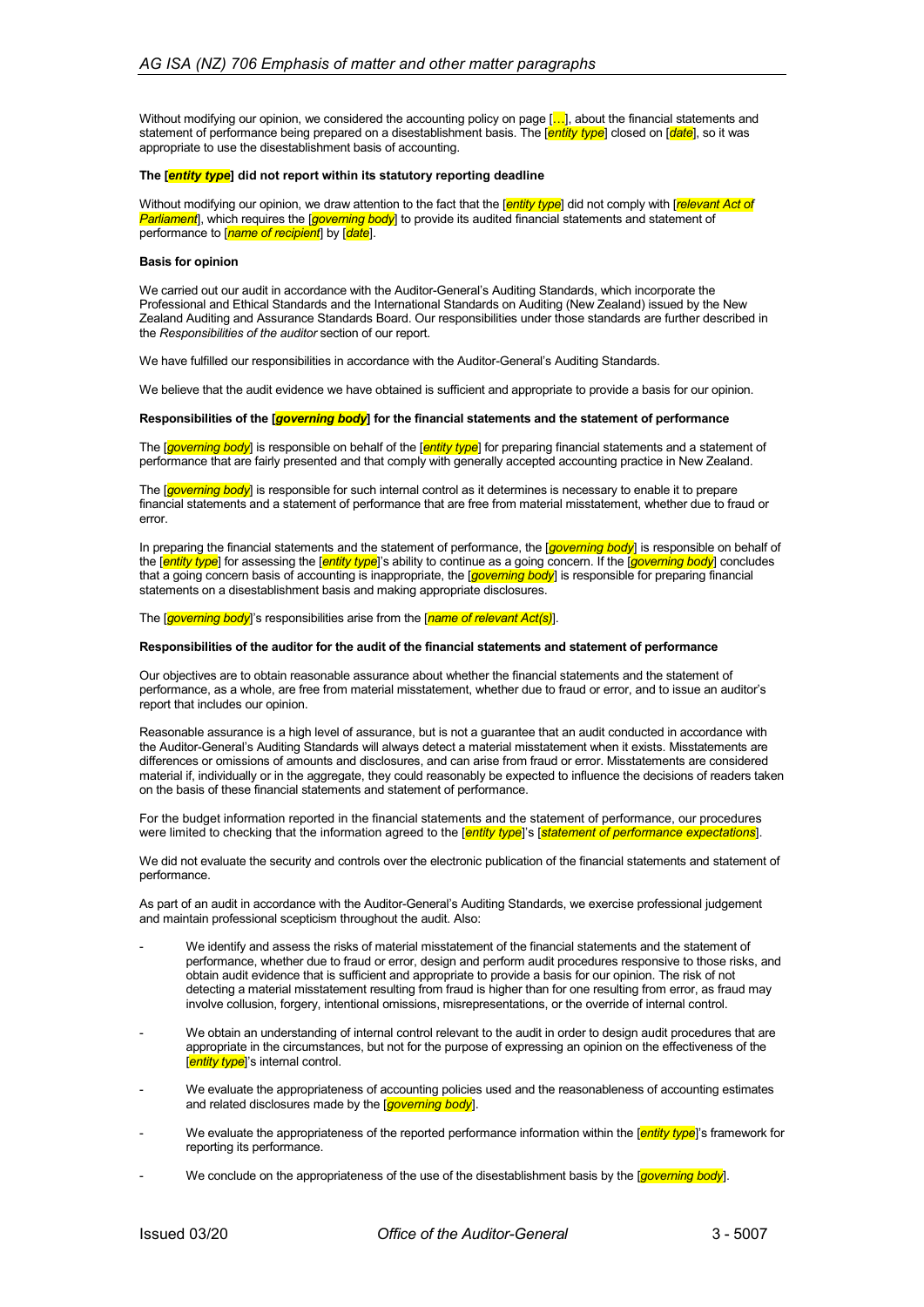Without modifying our opinion, we considered the accounting policy on page […], about the financial statements and statement of performance being prepared on a disestablishment basis. The [*entity type*] closed on [*date*], so it was appropriate to use the disestablishment basis of accounting.

**The [*entity type*] did not report within its statutory reporting deadline**

Without modifying our opinion, we draw attention to the fact that the [*entity type*] did not comply with [*relevant Act of Parliament*], which requires the [*governing body*] to provide its audited financial statements and statement of performance to [*name of recipient*] by [*date*].

**Basis for opinion**

We carried out our audit in accordance with the Auditor-General's Auditing Standards, which incorporate the Professional and Ethical Standards and the International Standards on Auditing (New Zealand) issued by the New Zealand Auditing and Assurance Standards Board. Our responsibilities under those standards are further described in the *Responsibilities of the auditor* section of our report.

We have fulfilled our responsibilities in accordance with the Auditor-General's Auditing Standards.

We believe that the audit evidence we have obtained is sufficient and appropriate to provide a basis for our opinion.

**Responsibilities of the [*governing body*] for the financial statements and the statement of performance**

The [*governing body*] is responsible on behalf of the [*entity type*] for preparing financial statements and a statement of performance that are fairly presented and that comply with generally accepted accounting practice in New Zealand.

The [*governing body*] is responsible for such internal control as it determines is necessary to enable it to prepare financial statements and a statement of performance that are free from material misstatement, whether due to fraud or error.

In preparing the financial statements and the statement of performance, the [*governing body*] is responsible on behalf of the [*entity type*] for assessing the [*entity type*]'s ability to continue as a going concern. If the [*governing body*] concludes that a going concern basis of accounting is inappropriate, the [*governing body*] is responsible for preparing financial statements on a disestablishment basis and making appropriate disclosures.

The [*governing body*]'s responsibilities arise from the [*name of relevant Act(s)*].

**Responsibilities of the auditor for the audit of the financial statements and statement of performance**

Our objectives are to obtain reasonable assurance about whether the financial statements and the statement of performance, as a whole, are free from material misstatement, whether due to fraud or error, and to issue an auditor's report that includes our opinion.

Reasonable assurance is a high level of assurance, but is not a guarantee that an audit conducted in accordance with the Auditor-General's Auditing Standards will always detect a material misstatement when it exists. Misstatements are differences or omissions of amounts and disclosures, and can arise from fraud or error. Misstatements are considered material if, individually or in the aggregate, they could reasonably be expected to influence the decisions of readers taken on the basis of these financial statements and statement of performance.

For the budget information reported in the financial statements and the statement of performance, our procedures were limited to checking that the information agreed to the [*entity type*]'s [*statement of performance expectations*].

We did not evaluate the security and controls over the electronic publication of the financial statements and statement of performance.

As part of an audit in accordance with the Auditor-General's Auditing Standards, we exercise professional judgement and maintain professional scepticism throughout the audit. Also:

- We identify and assess the risks of material misstatement of the financial statements and the statement of performance, whether due to fraud or error, design and perform audit procedures responsive to those risks, and obtain audit evidence that is sufficient and appropriate to provide a basis for our opinion. The risk of not detecting a material misstatement resulting from fraud is higher than for one resulting from error, as fraud may involve collusion, forgery, intentional omissions, misrepresentations, or the override of internal control.

- We obtain an understanding of internal control relevant to the audit in order to design audit procedures that are appropriate in the circumstances, but not for the purpose of expressing an opinion on the effectiveness of the [*entity type*]'s internal control.

- We evaluate the appropriateness of accounting policies used and the reasonableness of accounting estimates and related disclosures made by the [*governing body*].

- We evaluate the appropriateness of the reported performance information within the [*entity type*]'s framework for reporting its performance.

- We conclude on the appropriateness of the use of the disestablishment basis by the [*governing body*].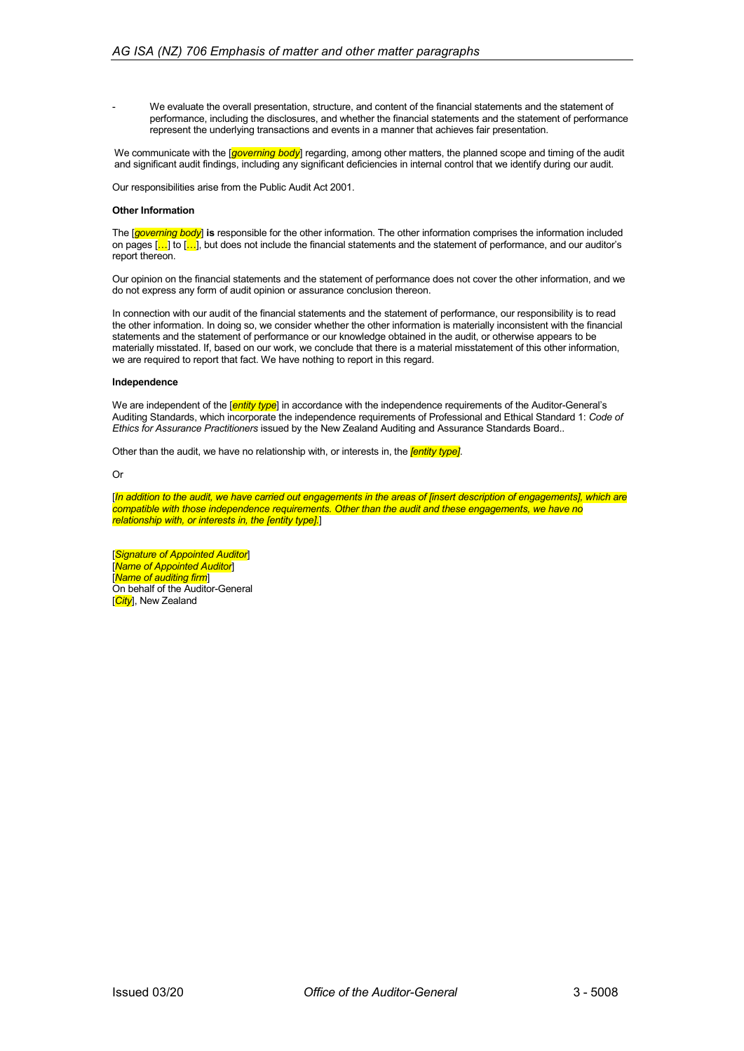- We evaluate the overall presentation, structure, and content of the financial statements and the statement of performance, including the disclosures, and whether the financial statements and the statement of performance represent the underlying transactions and events in a manner that achieves fair presentation.

We communicate with the [*governing body*] regarding, among other matters, the planned scope and timing of the audit and significant audit findings, including any significant deficiencies in internal control that we identify during our audit.

Our responsibilities arise from the Public Audit Act 2001.

**Other Information**

The [*governing body*] **is** responsible for the other information. The other information comprises the information included on pages […] to […], but does not include the financial statements and the statement of performance, and our auditor's report thereon.

Our opinion on the financial statements and the statement of performance does not cover the other information, and we do not express any form of audit opinion or assurance conclusion thereon.

In connection with our audit of the financial statements and the statement of performance, our responsibility is to read the other information. In doing so, we consider whether the other information is materially inconsistent with the financial statements and the statement of performance or our knowledge obtained in the audit, or otherwise appears to be materially misstated. If, based on our work, we conclude that there is a material misstatement of this other information, we are required to report that fact. We have nothing to report in this regard.

**Independence**

We are independent of the [*entity type*] in accordance with the independence requirements of the Auditor-General's Auditing Standards, which incorporate the independence requirements of Professional and Ethical Standard 1: *Code of Ethics for Assurance Practitioners* issued by the New Zealand Auditing and Assurance Standards Board..

Other than the audit, we have no relationship with, or interests in, the *[entity type]*.

Or

[*In addition to the audit, we have carried out engagements in the areas of [insert description of engagements], which are compatible with those independence requirements. Other than the audit and these engagements, we have no relationship with, or interests in, the [entity type].*]

[*Signature of Appointed Auditor*]
[*Name of Appointed Auditor*]
[*Name of auditing firm*]
On behalf of the Auditor-General
[*City*], New Zealand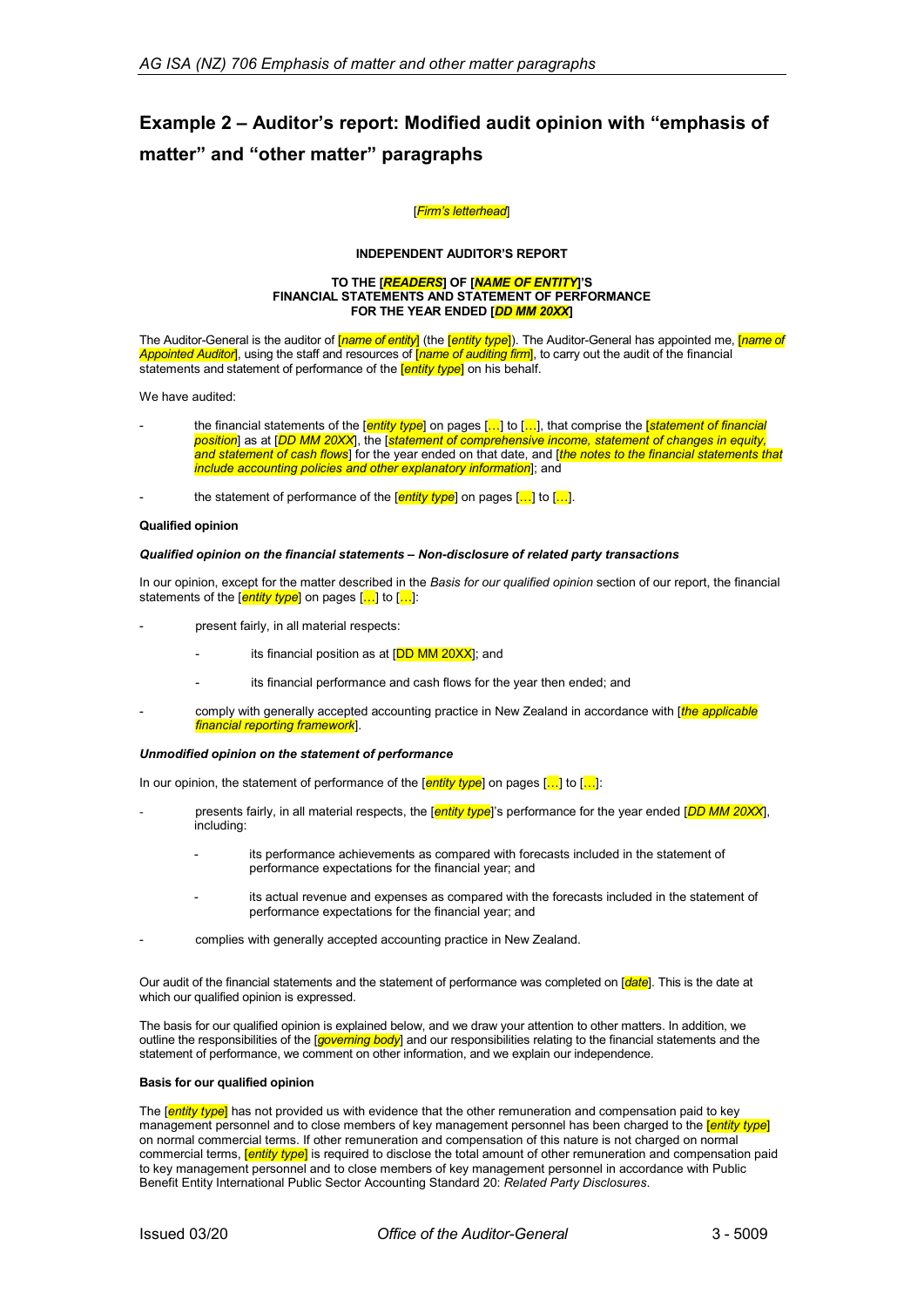# Example 2 – Auditor's report: Modified audit opinion with "emphasis of matter" and "other matter" paragraphs

[*Firm's letterhead*]

**INDEPENDENT AUDITOR'S REPORT**

**TO THE [*READERS*] OF [*NAME OF ENTITY*]'S FINANCIAL STATEMENTS AND STATEMENT OF PERFORMANCE FOR THE YEAR ENDED [*DD MM 20XX*]**

The Auditor-General is the auditor of [*name of entity*] (the [*entity type*]). The Auditor-General has appointed me, [*name of Appointed Auditor*], using the staff and resources of [*name of auditing firm*], to carry out the audit of the financial statements and statement of performance of the [*entity type*] on his behalf.

We have audited:

- the financial statements of the [*entity type*] on pages […] to […], that comprise the [*statement of financial position*] as at [*DD MM 20XX*], the [*statement of comprehensive income, statement of changes in equity, and statement of cash flows*] for the year ended on that date, and [*the notes to the financial statements that include accounting policies and other explanatory information*]; and
- the statement of performance of the [*entity type*] on pages […] to […].

**Qualified opinion**

***Qualified opinion on the financial statements – Non-disclosure of related party transactions***

In our opinion, except for the matter described in the *Basis for our qualified opinion* section of our report, the financial statements of the [*entity type*] on pages […] to […]:

- present fairly, in all material respects:
  - its financial position as at [DD MM 20XX]; and
  - its financial performance and cash flows for the year then ended; and
- comply with generally accepted accounting practice in New Zealand in accordance with [*the applicable financial reporting framework*].

***Unmodified opinion on the statement of performance***

In our opinion, the statement of performance of the [*entity type*] on pages […] to […]:

- presents fairly, in all material respects, the [*entity type*]'s performance for the year ended [*DD MM 20XX*], including:
  - its performance achievements as compared with forecasts included in the statement of performance expectations for the financial year; and
  - its actual revenue and expenses as compared with the forecasts included in the statement of performance expectations for the financial year; and
- complies with generally accepted accounting practice in New Zealand.

Our audit of the financial statements and the statement of performance was completed on [*date*]. This is the date at which our qualified opinion is expressed.

The basis for our qualified opinion is explained below, and we draw your attention to other matters. In addition, we outline the responsibilities of the [*governing body*] and our responsibilities relating to the financial statements and the statement of performance, we comment on other information, and we explain our independence.

**Basis for our qualified opinion**

The [*entity type*] has not provided us with evidence that the other remuneration and compensation paid to key management personnel and to close members of key management personnel has been charged to the [*entity type*] on normal commercial terms. If other remuneration and compensation of this nature is not charged on normal commercial terms, [*entity type*] is required to disclose the total amount of other remuneration and compensation paid to key management personnel and to close members of key management personnel in accordance with Public Benefit Entity International Public Sector Accounting Standard 20: *Related Party Disclosures*.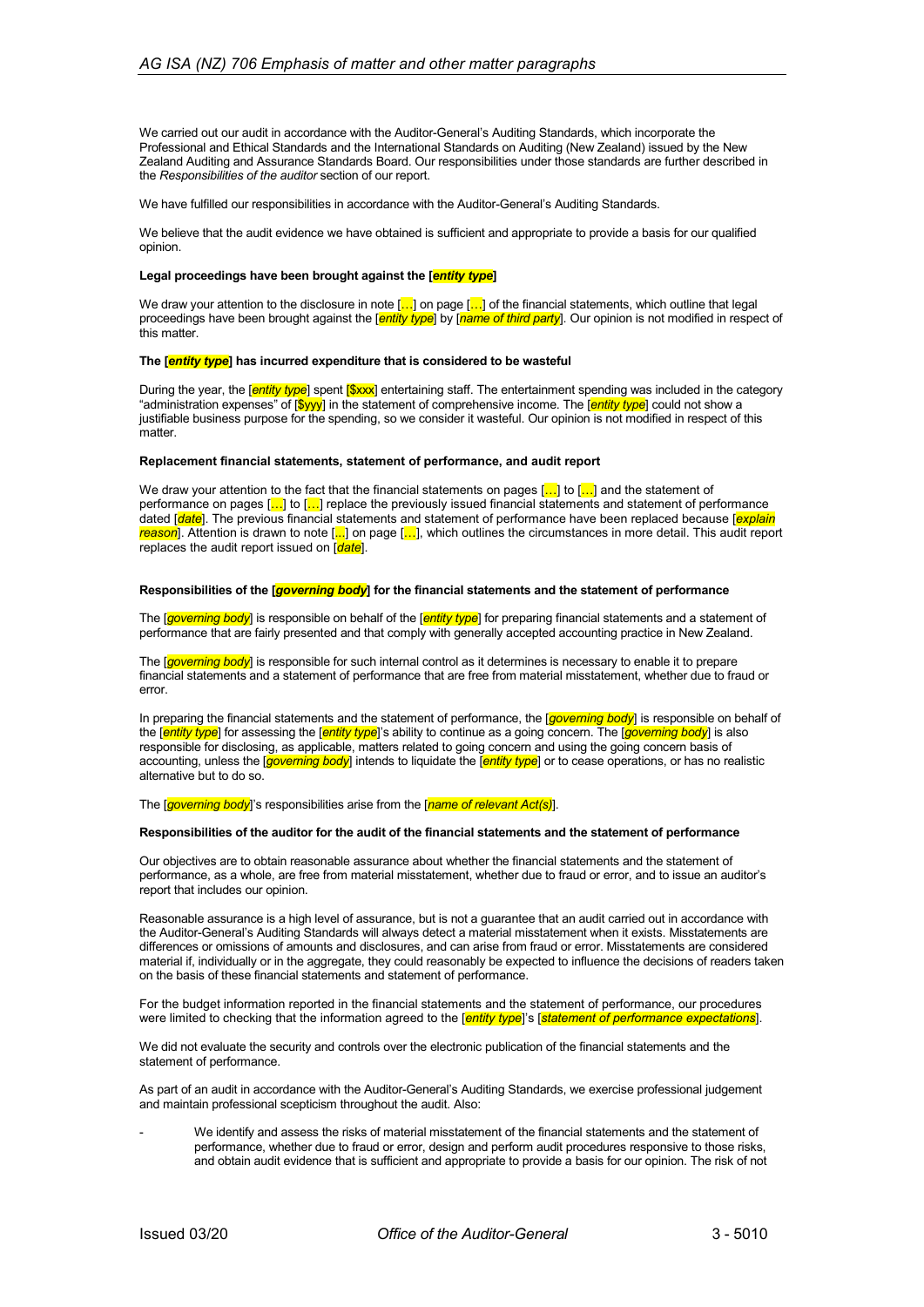We carried out our audit in accordance with the Auditor-General's Auditing Standards, which incorporate the Professional and Ethical Standards and the International Standards on Auditing (New Zealand) issued by the New Zealand Auditing and Assurance Standards Board. Our responsibilities under those standards are further described in the *Responsibilities of the auditor* section of our report.

We have fulfilled our responsibilities in accordance with the Auditor-General's Auditing Standards.

We believe that the audit evidence we have obtained is sufficient and appropriate to provide a basis for our qualified opinion.

**Legal proceedings have been brought against the [*entity type*]**

We draw your attention to the disclosure in note […] on page […] of the financial statements, which outline that legal proceedings have been brought against the [*entity type*] by [*name of third party*]. Our opinion is not modified in respect of this matter.

**The [*entity type*] has incurred expenditure that is considered to be wasteful**

During the year, the [*entity type*] spent [$xxx] entertaining staff. The entertainment spending was included in the category "administration expenses" of [$yyy] in the statement of comprehensive income. The [*entity type*] could not show a justifiable business purpose for the spending, so we consider it wasteful. Our opinion is not modified in respect of this matter.

**Replacement financial statements, statement of performance, and audit report**

We draw your attention to the fact that the financial statements on pages […] to […] and the statement of performance on pages […] to […] replace the previously issued financial statements and statement of performance dated [*date*]. The previous financial statements and statement of performance have been replaced because [*explain reason*]. Attention is drawn to note [...] on page […], which outlines the circumstances in more detail. This audit report replaces the audit report issued on [*date*].

**Responsibilities of the [*governing body*] for the financial statements and the statement of performance**

The [*governing body*] is responsible on behalf of the [*entity type*] for preparing financial statements and a statement of performance that are fairly presented and that comply with generally accepted accounting practice in New Zealand.

The [*governing body*] is responsible for such internal control as it determines is necessary to enable it to prepare financial statements and a statement of performance that are free from material misstatement, whether due to fraud or error.

In preparing the financial statements and the statement of performance, the [*governing body*] is responsible on behalf of the [*entity type*] for assessing the [*entity type*]'s ability to continue as a going concern. The [*governing body*] is also responsible for disclosing, as applicable, matters related to going concern and using the going concern basis of accounting, unless the [*governing body*] intends to liquidate the [*entity type*] or to cease operations, or has no realistic alternative but to do so.

The [*governing body*]'s responsibilities arise from the [*name of relevant Act(s)*].

**Responsibilities of the auditor for the audit of the financial statements and the statement of performance**

Our objectives are to obtain reasonable assurance about whether the financial statements and the statement of performance, as a whole, are free from material misstatement, whether due to fraud or error, and to issue an auditor's report that includes our opinion.

Reasonable assurance is a high level of assurance, but is not a guarantee that an audit carried out in accordance with the Auditor-General's Auditing Standards will always detect a material misstatement when it exists. Misstatements are differences or omissions of amounts and disclosures, and can arise from fraud or error. Misstatements are considered material if, individually or in the aggregate, they could reasonably be expected to influence the decisions of readers taken on the basis of these financial statements and statement of performance.

For the budget information reported in the financial statements and the statement of performance, our procedures were limited to checking that the information agreed to the [*entity type*]'s [*statement of performance expectations*].

We did not evaluate the security and controls over the electronic publication of the financial statements and the statement of performance.

As part of an audit in accordance with the Auditor-General's Auditing Standards, we exercise professional judgement and maintain professional scepticism throughout the audit. Also:

- We identify and assess the risks of material misstatement of the financial statements and the statement of performance, whether due to fraud or error, design and perform audit procedures responsive to those risks, and obtain audit evidence that is sufficient and appropriate to provide a basis for our opinion. The risk of not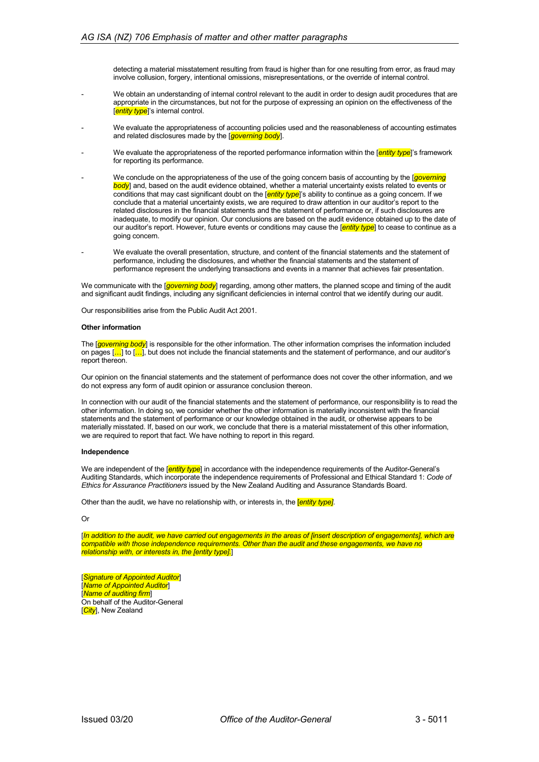detecting a material misstatement resulting from fraud is higher than for one resulting from error, as fraud may involve collusion, forgery, intentional omissions, misrepresentations, or the override of internal control.

- We obtain an understanding of internal control relevant to the audit in order to design audit procedures that are appropriate in the circumstances, but not for the purpose of expressing an opinion on the effectiveness of the [*entity type*]'s internal control.
- We evaluate the appropriateness of accounting policies used and the reasonableness of accounting estimates and related disclosures made by the [*governing body*].
- We evaluate the appropriateness of the reported performance information within the [*entity type*]'s framework for reporting its performance.
- We conclude on the appropriateness of the use of the going concern basis of accounting by the [*governing body*] and, based on the audit evidence obtained, whether a material uncertainty exists related to events or conditions that may cast significant doubt on the [*entity type*]'s ability to continue as a going concern. If we conclude that a material uncertainty exists, we are required to draw attention in our auditor's report to the related disclosures in the financial statements and the statement of performance or, if such disclosures are inadequate, to modify our opinion. Our conclusions are based on the audit evidence obtained up to the date of our auditor's report. However, future events or conditions may cause the [*entity type*] to cease to continue as a going concern.
- We evaluate the overall presentation, structure, and content of the financial statements and the statement of performance, including the disclosures, and whether the financial statements and the statement of performance represent the underlying transactions and events in a manner that achieves fair presentation.

We communicate with the [*governing body*] regarding, among other matters, the planned scope and timing of the audit and significant audit findings, including any significant deficiencies in internal control that we identify during our audit.

Our responsibilities arise from the Public Audit Act 2001.

**Other information**

The [*governing body*] is responsible for the other information. The other information comprises the information included on pages […] to […], but does not include the financial statements and the statement of performance, and our auditor's report thereon.

Our opinion on the financial statements and the statement of performance does not cover the other information, and we do not express any form of audit opinion or assurance conclusion thereon.

In connection with our audit of the financial statements and the statement of performance, our responsibility is to read the other information. In doing so, we consider whether the other information is materially inconsistent with the financial statements and the statement of performance or our knowledge obtained in the audit, or otherwise appears to be materially misstated. If, based on our work, we conclude that there is a material misstatement of this other information, we are required to report that fact. We have nothing to report in this regard.

**Independence**

We are independent of the [*entity type*] in accordance with the independence requirements of the Auditor-General's Auditing Standards, which incorporate the independence requirements of Professional and Ethical Standard 1: *Code of Ethics for Assurance Practitioners* issued by the New Zealand Auditing and Assurance Standards Board.

Other than the audit, we have no relationship with, or interests in, the [*entity type]*.

Or

[*In addition to the audit, we have carried out engagements in the areas of [insert description of engagements], which are compatible with those independence requirements. Other than the audit and these engagements, we have no relationship with, or interests in, the [entity type].*]

[*Signature of Appointed Auditor*]
[*Name of Appointed Auditor*]
[*Name of auditing firm*]
On behalf of the Auditor-General
[*City*], New Zealand